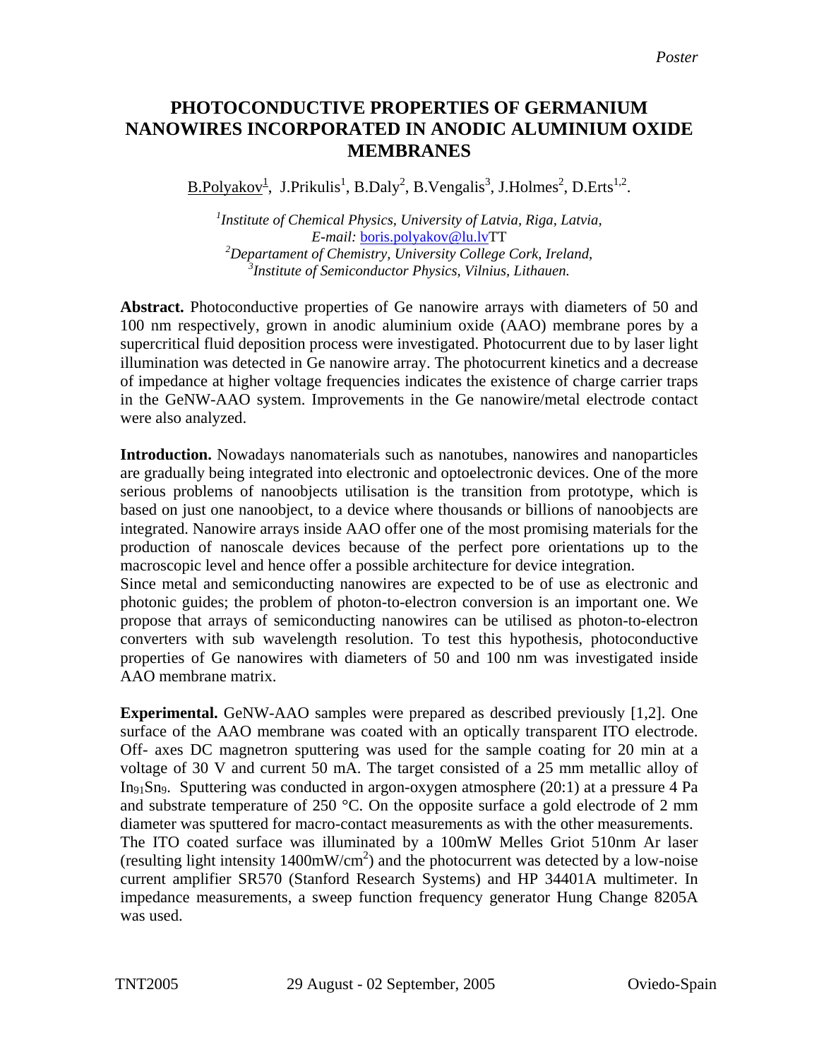*Poster*

# PHOTOCONDUCTIVE PROPERTIES OF GERMANIUM NANOWIRES INCORPORATED IN ANODIC ALUMINIUM OXIDE MEMBRANES

B.Polyakov[1], J.Prikulis[1], B.Daly[2], B.Vengalis[3], J.Holmes[2], D.Erts[1,2].

*[1]Institute of Chemical Physics, University of Latvia, Riga, Latvia,*
*E-mail:* boris.polyakov@lu.lvTT
*[2]Departament of Chemistry, University College Cork, Ireland,*
*[3]Institute of Semiconductor Physics, Vilnius, Lithauen.*

**Abstract.** Photoconductive properties of Ge nanowire arrays with diameters of 50 and 100 nm respectively, grown in anodic aluminium oxide (AAO) membrane pores by a supercritical fluid deposition process were investigated. Photocurrent due to by laser light illumination was detected in Ge nanowire array. The photocurrent kinetics and a decrease of impedance at higher voltage frequencies indicates the existence of charge carrier traps in the GeNW-AAO system. Improvements in the Ge nanowire/metal electrode contact were also analyzed.

**Introduction.** Nowadays nanomaterials such as nanotubes, nanowires and nanoparticles are gradually being integrated into electronic and optoelectronic devices. One of the more serious problems of nanoobjects utilisation is the transition from prototype, which is based on just one nanoobject, to a device where thousands or billions of nanoobjects are integrated. Nanowire arrays inside AAO offer one of the most promising materials for the production of nanoscale devices because of the perfect pore orientations up to the macroscopic level and hence offer a possible architecture for device integration.
Since metal and semiconducting nanowires are expected to be of use as electronic and photonic guides; the problem of photon-to-electron conversion is an important one. We propose that arrays of semiconducting nanowires can be utilised as photon-to-electron converters with sub wavelength resolution. To test this hypothesis, photoconductive properties of Ge nanowires with diameters of 50 and 100 nm was investigated inside AAO membrane matrix.

**Experimental.** GeNW-AAO samples were prepared as described previously [1,2]. One surface of the AAO membrane was coated with an optically transparent ITO electrode. Off- axes DC magnetron sputtering was used for the sample coating for 20 min at a voltage of 30 V and current 50 mA. The target consisted of a 25 mm metallic alloy of $In_{91}Sn_9$. Sputtering was conducted in argon-oxygen atmosphere (20:1) at a pressure 4 Pa and substrate temperature of 250 °C. On the opposite surface a gold electrode of 2 mm diameter was sputtered for macro-contact measurements as with the other measurements.
The ITO coated surface was illuminated by a 100mW Melles Griot 510nm Ar laser (resulting light intensity $1400 mW/cm^2$) and the photocurrent was detected by a low-noise current amplifier SR570 (Stanford Research Systems) and HP 34401A multimeter. In impedance measurements, a sweep function frequency generator Hung Change 8205A was used.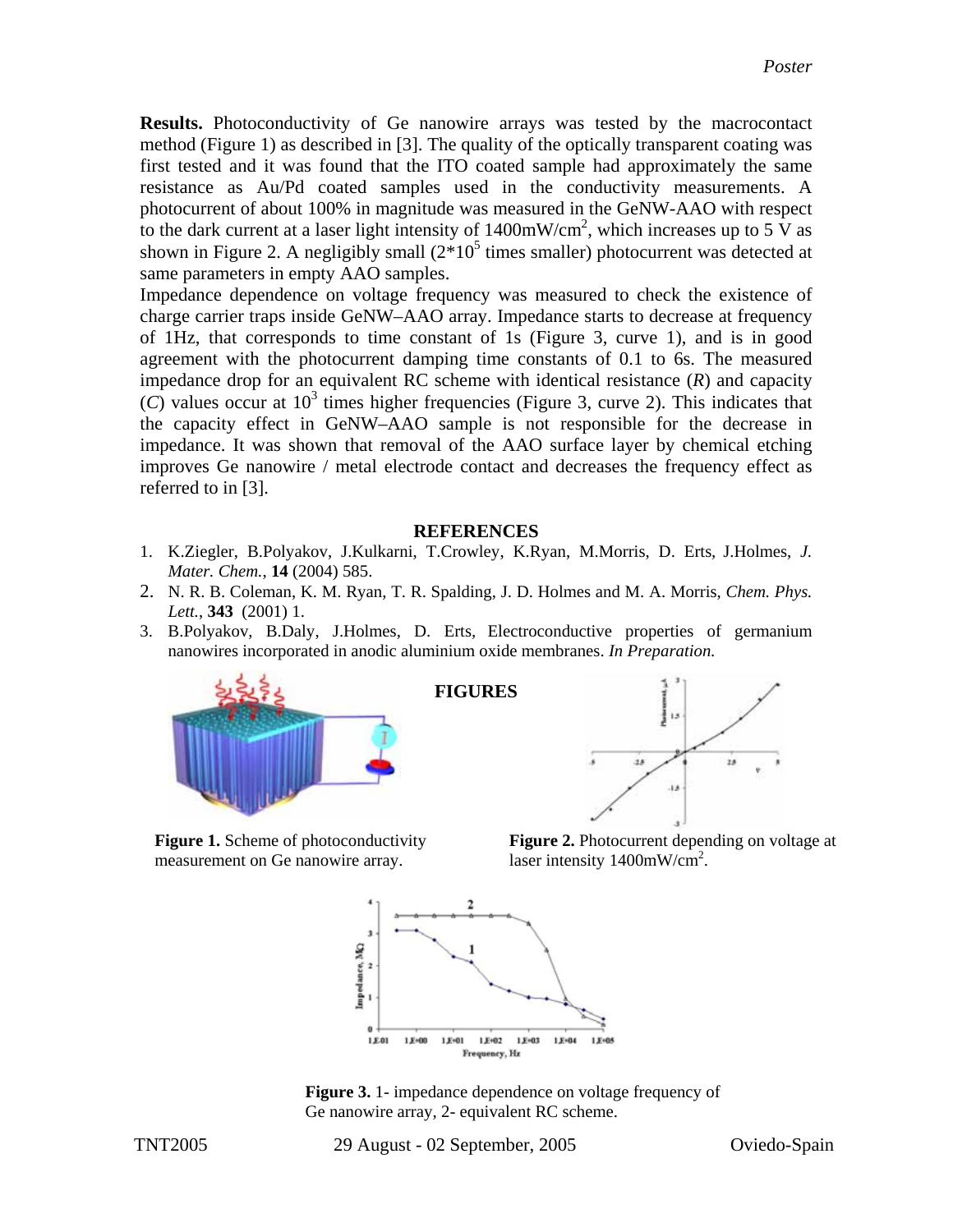**Results.** Photoconductivity of Ge nanowire arrays was tested by the macrocontact method (Figure 1) as described in [3]. The quality of the optically transparent coating was first tested and it was found that the ITO coated sample had approximately the same resistance as Au/Pd coated samples used in the conductivity measurements. A photocurrent of about 100% in magnitude was measured in the GeNW-AAO with respect to the dark current at a laser light intensity of 1400mW/cm$^2$, which increases up to 5 V as shown in Figure 2. A negligibly small ($2*10^5$ times smaller) photocurrent was detected at same parameters in empty AAO samples.

Impedance dependence on voltage frequency was measured to check the existence of charge carrier traps inside GeNW–AAO array. Impedance starts to decrease at frequency of 1Hz, that corresponds to time constant of 1s (Figure 3, curve 1), and is in good agreement with the photocurrent damping time constants of 0.1 to 6s. The measured impedance drop for an equivalent RC scheme with identical resistance (*R*) and capacity (*C*) values occur at $10^3$ times higher frequencies (Figure 3, curve 2). This indicates that the capacity effect in GeNW–AAO sample is not responsible for the decrease in impedance. It was shown that removal of the AAO surface layer by chemical etching improves Ge nanowire / metal electrode contact and decreases the frequency effect as referred to in [3].

## REFERENCES

1. K.Ziegler, B.Polyakov, J.Kulkarni, T.Crowley, K.Ryan, M.Morris, D. Erts, J.Holmes, *J. Mater. Chem.*, **14** (2004) 585.
2. N. R. B. Coleman, K. M. Ryan, T. R. Spalding, J. D. Holmes and M. A. Morris, *Chem. Phys. Lett.*, **343** (2001) 1.
3. B.Polyakov, B.Daly, J.Holmes, D. Erts, Electroconductive properties of germanium nanowires incorporated in anodic aluminium oxide membranes. *In Preparation.*

## FIGURES

I

**Figure 1.** Scheme of photoconductivity measurement on Ge nanowire array.

Photocurrent, μA

3
1.5
-1.5
-3
-5
-2.5
2.5
5
V

**Figure 2.** Photocurrent depending on voltage at laser intensity 1400mW/cm$^2$.

Impedance, MΩ

4
3
2
1
0
1.E-01
1.E+00
1.E+01
1.E+02
1.E+03
1.E+04
1.E+05
Frequency, Hz
1
2

**Figure 3.** 1- impedance dependence on voltage frequency of Ge nanowire array, 2- equivalent RC scheme.